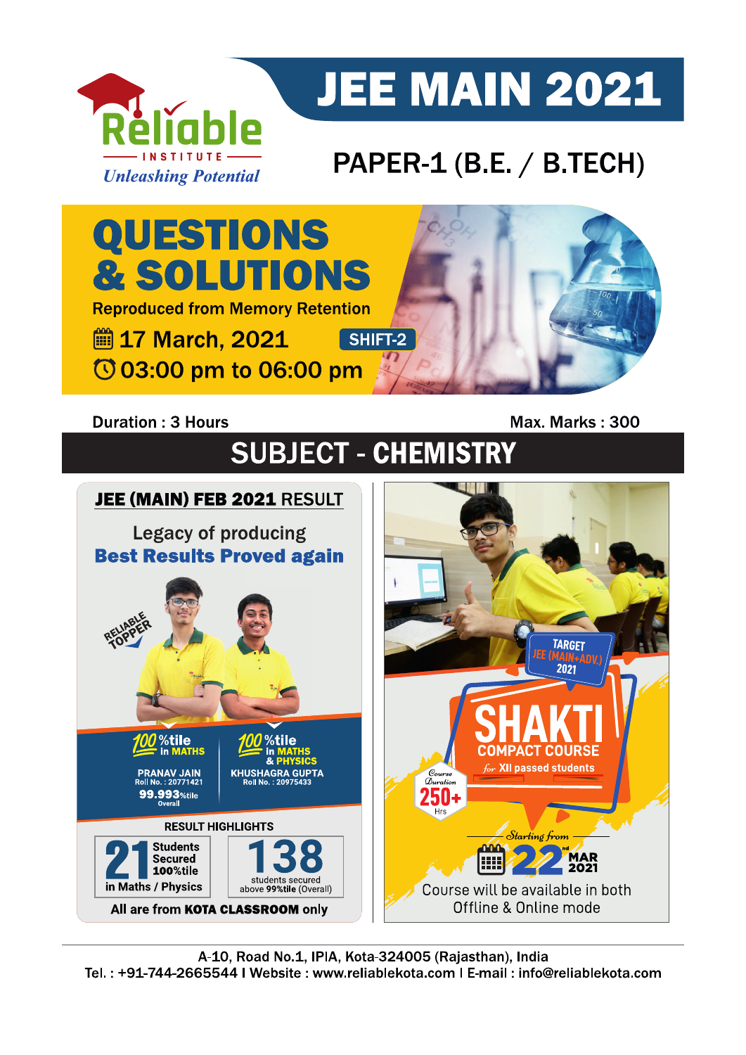# JEE MAIN 2021

Reliable INSTITUTE
*Unleashing Potential*

## PAPER-1 (B.E. / B.TECH)

# QUESTIONS & SOLUTIONS

Reproduced from Memory Retention

17 March, 2021 SHIFT-2

03:00 pm to 06:00 pm

**Duration : 3 Hours** **Max. Marks : 300**

## SUBJECT - CHEMISTRY

**JEE (MAIN) FEB 2021 RESULT**

Legacy of producing
**Best Results Proved again**

RELIABLE TOPPER

100%tile in MATHS
PRANAV JAIN
Roll No. : 20771421
99.993%tile Overall

100%tile in MATHS & PHYSICS
KHUSHAGRA GUPTA
Roll No. : 20975433

RESULT HIGHLIGHTS

21 Students Secured 100%tile in Maths / Physics

138 students secured above 99%tile (Overall)

All are from **KOTA CLASSROOM** only

TARGET JEE (MAIN+ADV.) 2021

**SHAKTI**
COMPACT COURSE
for XII passed students

Course Duration 250+ Hrs

Starting from 22nd MAR 2021

Course will be available in both Offline & Online mode

A-10, Road No.1, IPIA, Kota-324005 (Rajasthan), India
Tel. : +91-744-2665544 I Website : www.reliablekota.com I E-mail : info@reliablekota.com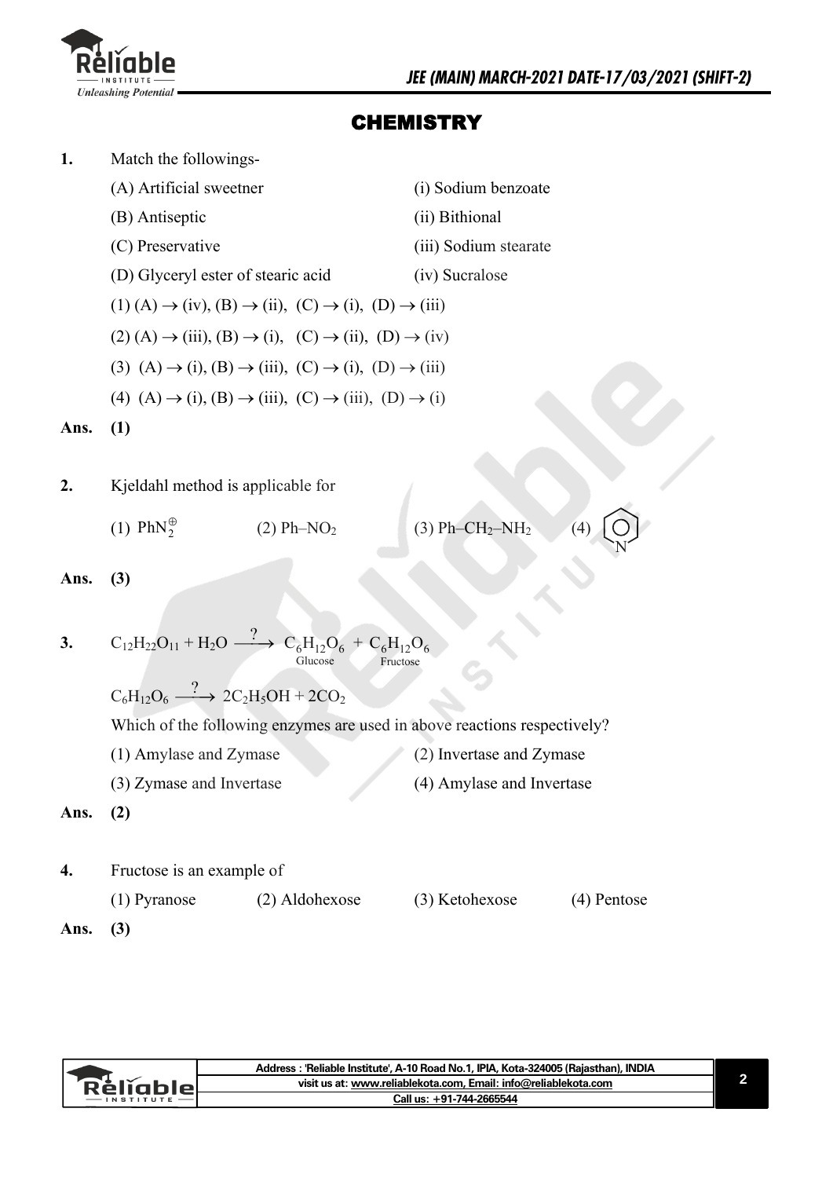# CHEMISTRY

**1.** Match the followings-

(A) Artificial sweetner — (i) Sodium benzoate

(B) Antiseptic — (ii) Bithional

(C) Preservative — (iii) Sodium stearate

(D) Glyceryl ester of stearic acid — (iv) Sucralose

(1) (A) $\rightarrow$ (iv), (B) $\rightarrow$ (ii), (C) $\rightarrow$ (i), (D) $\rightarrow$ (iii)

(2) (A) $\rightarrow$ (iii), (B) $\rightarrow$ (i), (C) $\rightarrow$ (ii), (D) $\rightarrow$ (iv)

(3) (A) $\rightarrow$ (i), (B) $\rightarrow$ (iii), (C) $\rightarrow$ (i), (D) $\rightarrow$ (iii)

(4) (A) $\rightarrow$ (i), (B) $\rightarrow$ (iii), (C) $\rightarrow$ (iii), (D) $\rightarrow$ (i)

**Ans. (1)**

**2.** Kjeldahl method is applicable for

(1) $PhN_2^{\oplus}$ (2) $Ph\text{–}NO_2$ (3) $Ph\text{–}CH_2\text{–}NH_2$ (4) Pyridine (benzene ring with N)

**Ans. (3)**

**3.** $C_{12}H_{22}O_{11} + H_2O \xrightarrow{?} \underset{\text{Glucose}}{C_6H_{12}O_6} + \underset{\text{Fructose}}{C_6H_{12}O_6}$

$C_6H_{12}O_6 \xrightarrow{?} 2C_2H_5OH + 2CO_2$

Which of the following enzymes are used in above reactions respectively?

(1) Amylase and Zymase (2) Invertase and Zymase

(3) Zymase and Invertase (4) Amylase and Invertase

**Ans. (2)**

**4.** Fructose is an example of

(1) Pyranose (2) Aldohexose (3) Ketohexose (4) Pentose

**Ans. (3)**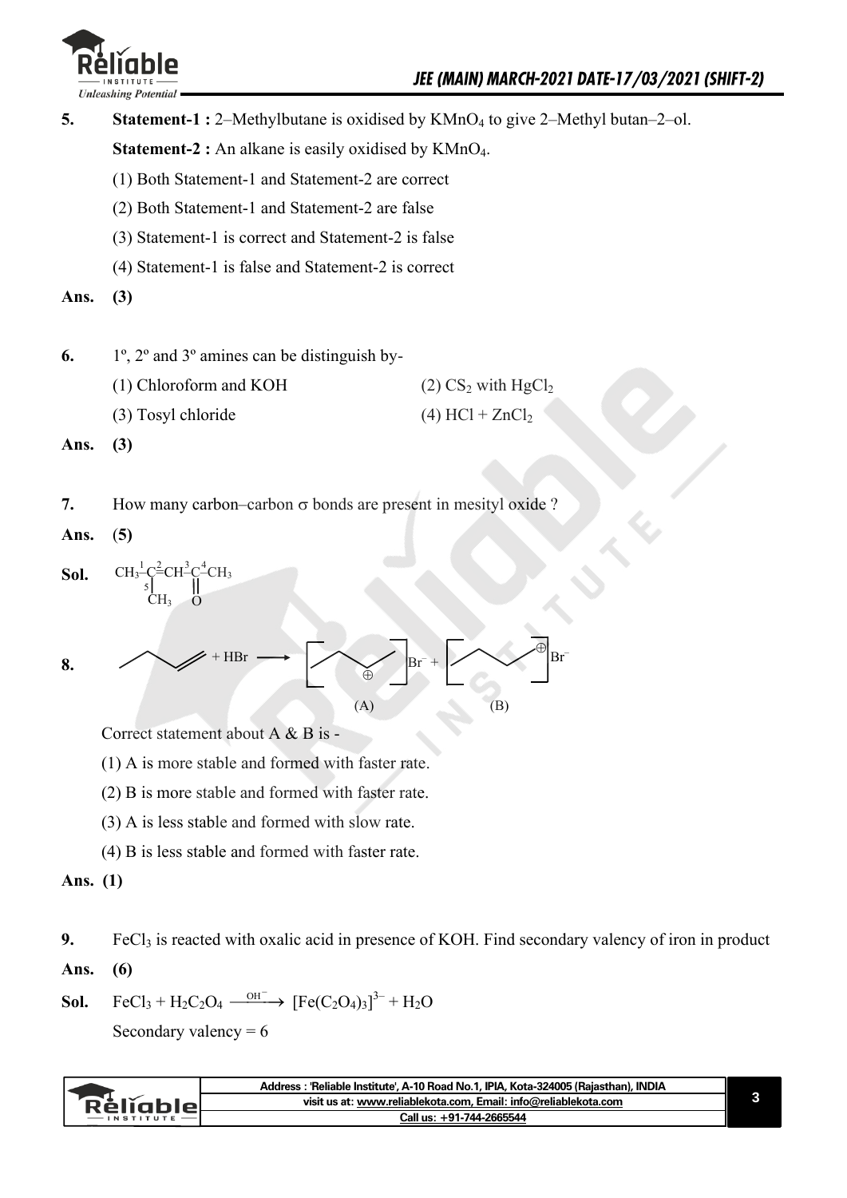**5.** **Statement-1 :** 2–Methylbutane is oxidised by $KMnO_4$ to give 2–Methyl butan–2–ol.

**Statement-2 :** An alkane is easily oxidised by $KMnO_4$.

(1) Both Statement-1 and Statement-2 are correct

(2) Both Statement-1 and Statement-2 are false

(3) Statement-1 is correct and Statement-2 is false

(4) Statement-1 is false and Statement-2 is correct

**Ans. (3)**

**6.** 1º, 2º and 3º amines can be distinguish by-

(1) Chloroform and KOH

(2) $CS_2$ with $HgCl_2$

(3) Tosyl chloride

(4) $HCl + ZnCl_2$

**Ans. (3)**

**7.** How many carbon–carbon $\sigma$ bonds are present in mesityl oxide ?

**Ans. (5)**

**Sol.** $\overset{1}{C}H_3-\overset{2}{C}(\overset{5}{C}H_3)=\overset{3}{C}H-\overset{4}{C}(=O)-CH_3$

**8.** $CH_3CH_2CH=CH_2 + HBr \longrightarrow \left[CH_3CH_2\overset{\oplus}{C}HCH_3\right]Br^- + \left[CH_3CH_2CH_2\overset{\oplus}{C}H_2\right]Br^-$

(A) (B)

Correct statement about A & B is -

(1) A is more stable and formed with faster rate.

(2) B is more stable and formed with faster rate.

(3) A is less stable and formed with slow rate.

(4) B is less stable and formed with faster rate.

**Ans. (1)**

**9.** $FeCl_3$ is reacted with oxalic acid in presence of KOH. Find secondary valency of iron in product

**Ans. (6)**

**Sol.** $FeCl_3 + H_2C_2O_4 \xrightarrow{OH^-} [Fe(C_2O_4)_3]^{3-} + H_2O$

Secondary valency = 6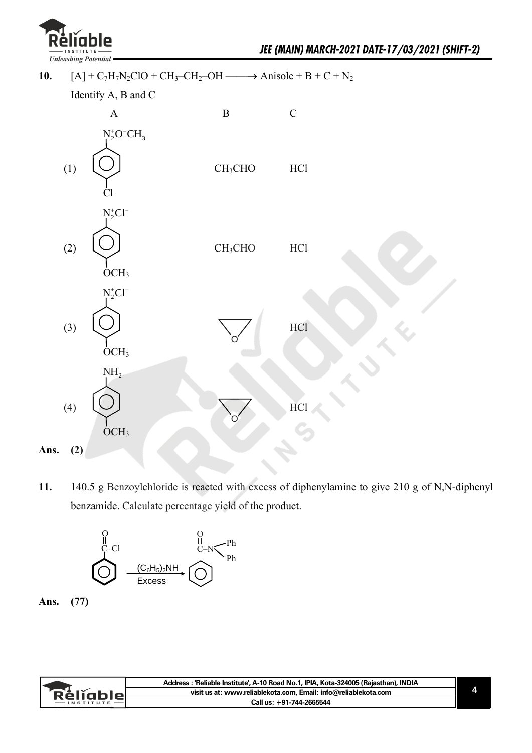**10.** $[A] + C_7H_7N_2ClO + CH_3–CH_2–OH \longrightarrow$ Anisole + B + C + $N_2$

Identify A, B and C

| | A | B | C |
|---|---|---|---|
| (1) | Benzene ring with $N_2^+O^-CH_3$ and Cl (para) | $CH_3CHO$ | HCl |
| (2) | Benzene ring with $N_2^+Cl^-$ and $OCH_3$ (para) | $CH_3CHO$ | HCl |
| (3) | Benzene ring with $N_2^+Cl^-$ and $OCH_3$ (para) | Epoxide (ethylene oxide) | HCl |
| (4) | Benzene ring with $NH_2$ and $OCH_3$ (para) | Epoxide (ethylene oxide) | HCl |

**Ans. (2)**

**11.** 140.5 g Benzoylchloride is reacted with excess of diphenylamine to give 210 g of N,N-diphenyl benzamide. Calculate percentage yield of the product.

$$C_6H_5COCl \xrightarrow[\text{Excess}]{(C_6H_5)_2NH} C_6H_5CON(Ph)_2$$

**Ans. (77)**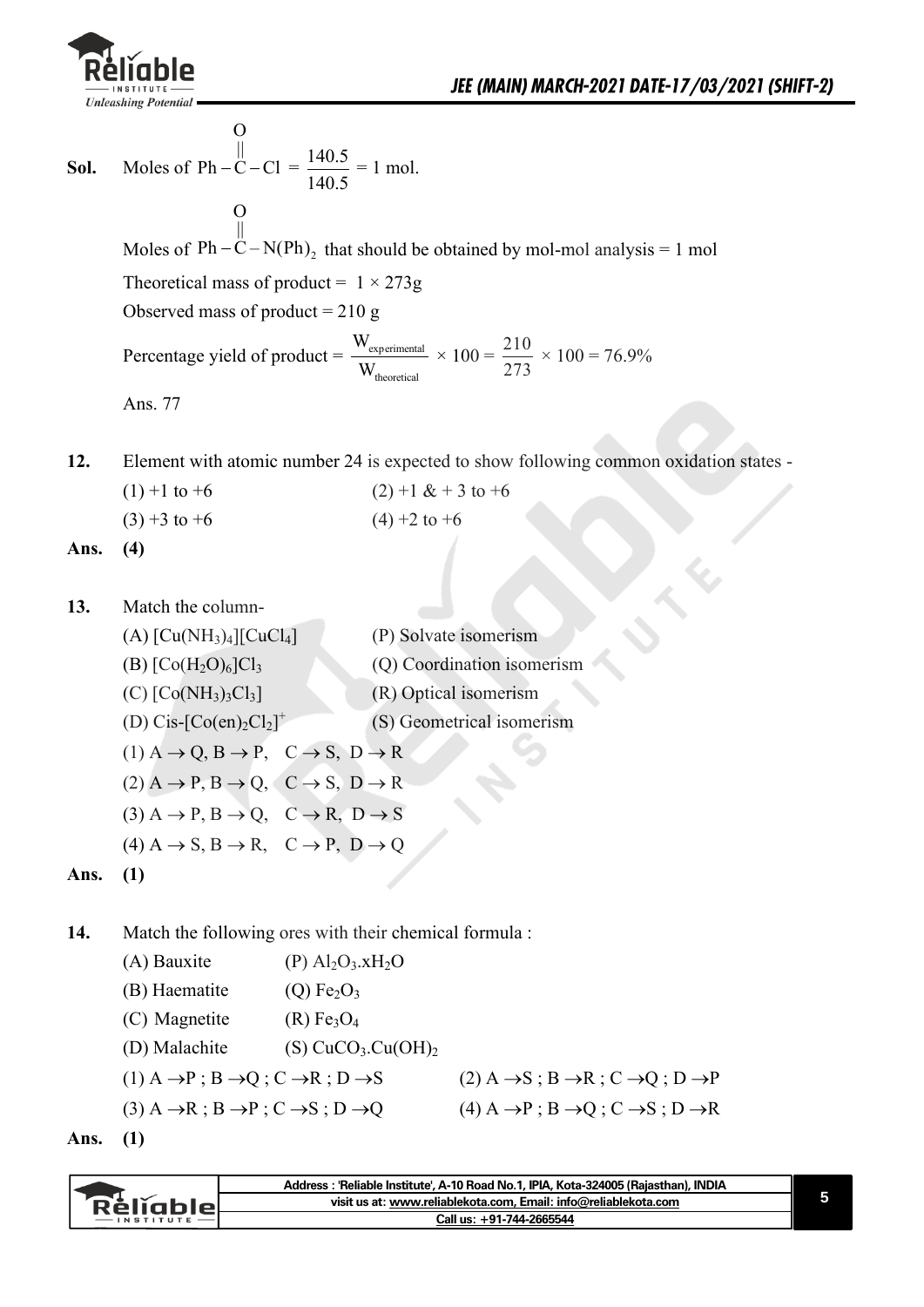**Sol.** Moles of $Ph-\overset{O}{\overset{||}{C}}-Cl$ = $\frac{140.5}{140.5}$ = 1 mol.

Moles of $Ph-\overset{O}{\overset{||}{C}}-N(Ph)_2$ that should be obtained by mol-mol analysis = 1 mol

Theoretical mass of product = $1 \times 273$g

Observed mass of product = 210 g

Percentage yield of product = $\frac{W_{experimental}}{W_{theoretical}} \times 100 = \frac{210}{273} \times 100 = 76.9\%$

Ans. 77

**12.** Element with atomic number 24 is expected to show following common oxidation states -

(1) +1 to +6 (2) +1 & + 3 to +6

(3) +3 to +6 (4) +2 to +6

**Ans. (4)**

**13.** Match the column-

(A) $[Cu(NH_3)_4][CuCl_4]$ (P) Solvate isomerism

(B) $[Co(H_2O)_6]Cl_3$ (Q) Coordination isomerism

(C) $[Co(NH_3)_3Cl_3]$ (R) Optical isomerism

(D) Cis-$[Co(en)_2Cl_2]^+$ (S) Geometrical isomerism

(1) $A \rightarrow Q$, $B \rightarrow P$, $C \rightarrow S$, $D \rightarrow R$

(2) $A \rightarrow P$, $B \rightarrow Q$, $C \rightarrow S$, $D \rightarrow R$

(3) $A \rightarrow P$, $B \rightarrow Q$, $C \rightarrow R$, $D \rightarrow S$

(4) $A \rightarrow S$, $B \rightarrow R$, $C \rightarrow P$, $D \rightarrow Q$

**Ans. (1)**

**14.** Match the following ores with their chemical formula :

(A) Bauxite (P) $Al_2O_3.xH_2O$

(B) Haematite (Q) $Fe_2O_3$

(C) Magnetite (R) $Fe_3O_4$

(D) Malachite (S) $CuCO_3.Cu(OH)_2$

(1) $A \rightarrow P$ ; $B \rightarrow Q$ ; $C \rightarrow R$ ; $D \rightarrow S$ (2) $A \rightarrow S$ ; $B \rightarrow R$ ; $C \rightarrow Q$ ; $D \rightarrow P$

(3) $A \rightarrow R$ ; $B \rightarrow P$ ; $C \rightarrow S$ ; $D \rightarrow Q$ (4) $A \rightarrow P$ ; $B \rightarrow Q$ ; $C \rightarrow S$ ; $D \rightarrow R$

**Ans. (1)**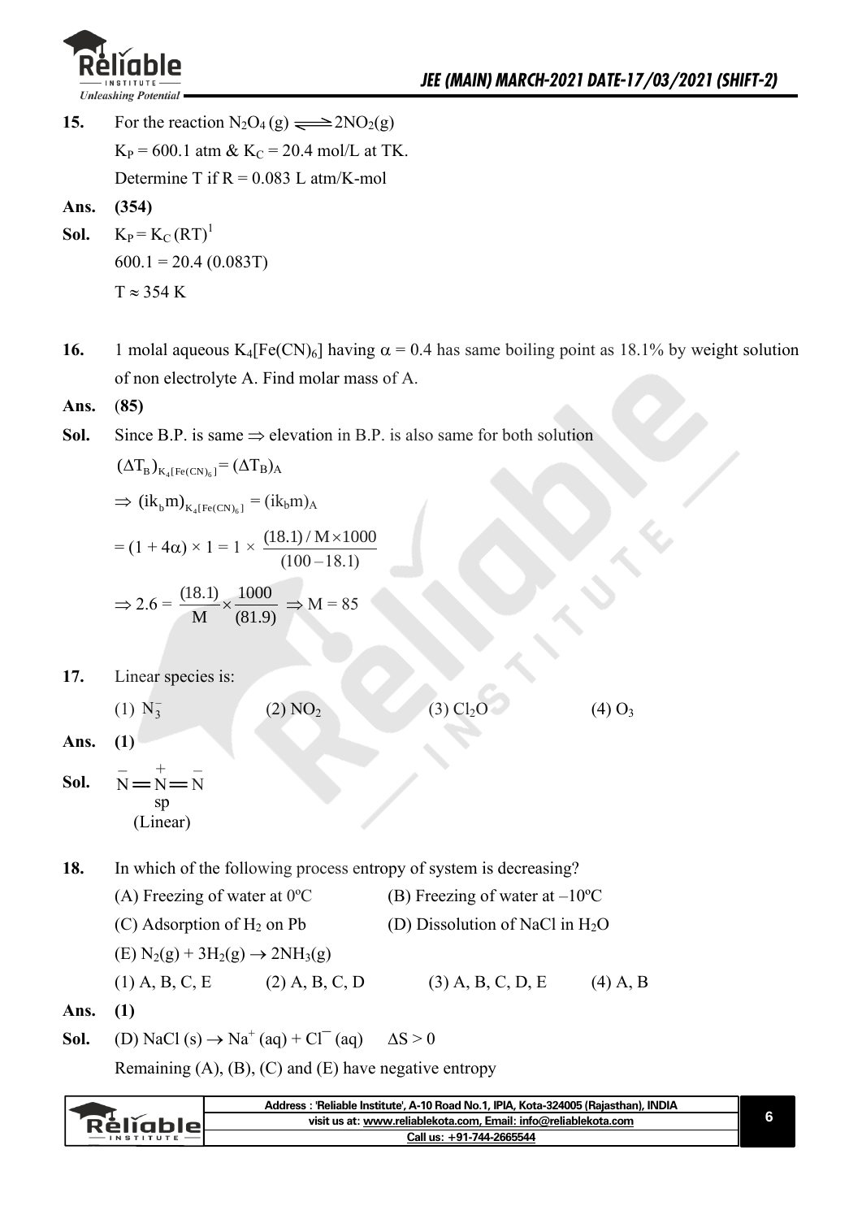**15.** For the reaction $N_2O_4(g) \rightleftharpoons 2NO_2(g)$

$K_P = 600.1$ atm & $K_C = 20.4$ mol/L at TK.

Determine T if R = 0.083 L atm/K-mol

**Ans. (354)**

**Sol.** $K_P = K_C (RT)^1$

$600.1 = 20.4\ (0.083T)$

$T \approx 354$ K

**16.** 1 molal aqueous $K_4[Fe(CN)_6]$ having $\alpha = 0.4$ has same boiling point as 18.1% by weight solution of non electrolyte A. Find molar mass of A.

**Ans. (85)**

**Sol.** Since B.P. is same $\Rightarrow$ elevation in B.P. is also same for both solution

$(\Delta T_B)_{K_4[Fe(CN)_6]} = (\Delta T_B)_A$

$\Rightarrow (ik_b m)_{K_4[Fe(CN)_6]} = (ik_b m)_A$

$= (1 + 4\alpha) \times 1 = 1 \times \dfrac{(18.1)/M \times 1000}{(100 - 18.1)}$

$\Rightarrow 2.6 = \dfrac{(18.1)}{M} \times \dfrac{1000}{(81.9)} \Rightarrow M = 85$

**17.** Linear species is:

(1) $N_3^-$ (2) $NO_2$ (3) $Cl_2O$ (4) $O_3$

**Ans. (1)**

**Sol.** $\overset{-}{N} = \overset{+}{N} = \overset{-}{N}$

sp

(Linear)

**18.** In which of the following process entropy of system is decreasing?

(A) Freezing of water at 0ºC (B) Freezing of water at –10ºC

(C) Adsorption of $H_2$ on Pb (D) Dissolution of NaCl in $H_2O$

(E) $N_2(g) + 3H_2(g) \rightarrow 2NH_3(g)$

(1) A, B, C, E (2) A, B, C, D (3) A, B, C, D, E (4) A, B

**Ans. (1)**

**Sol.** (D) $NaCl(s) \rightarrow Na^+(aq) + Cl^-(aq)$ $\Delta S > 0$

Remaining (A), (B), (C) and (E) have negative entropy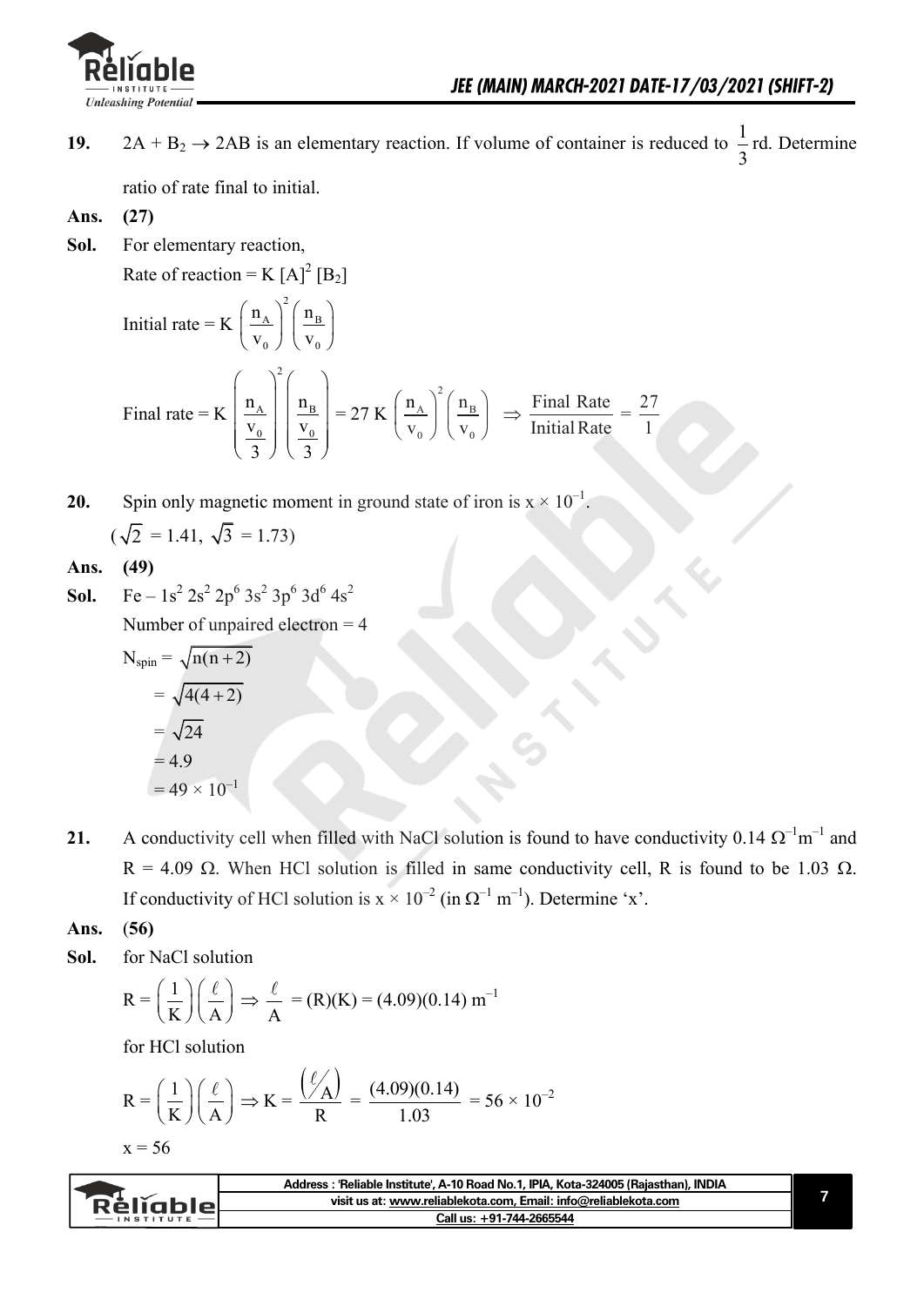**19.** $2A + B_2 \rightarrow 2AB$ is an elementary reaction. If volume of container is reduced to $\frac{1}{3}$ rd. Determine ratio of rate final to initial.

**Ans. (27)**

**Sol.** For elementary reaction,

Rate of reaction = $K [A]^2 [B_2]$

$$\text{Initial rate} = K \left(\frac{n_A}{v_0}\right)^2 \left(\frac{n_B}{v_0}\right)$$

$$\text{Final rate} = K \left(\frac{n_A}{\frac{v_0}{3}}\right)^2 \left(\frac{n_B}{\frac{v_0}{3}}\right) = 27\,K \left(\frac{n_A}{v_0}\right)^2 \left(\frac{n_B}{v_0}\right) \Rightarrow \frac{\text{Final Rate}}{\text{Initial Rate}} = \frac{27}{1}$$

**20.** Spin only magnetic moment in ground state of iron is $x \times 10^{-1}$.

($\sqrt{2} = 1.41$, $\sqrt{3} = 1.73$)

**Ans. (49)**

**Sol.** Fe – $1s^2\, 2s^2\, 2p^6\, 3s^2\, 3p^6\, 3d^6\, 4s^2$

Number of unpaired electron = 4

$$N_{spin} = \sqrt{n(n+2)}$$
$$= \sqrt{4(4+2)}$$
$$= \sqrt{24}$$
$$= 4.9$$
$$= 49 \times 10^{-1}$$

**21.** A conductivity cell when filled with NaCl solution is found to have conductivity $0.14\ \Omega^{-1}m^{-1}$ and $R = 4.09\ \Omega$. When HCl solution is filled in same conductivity cell, R is found to be $1.03\ \Omega$. If conductivity of HCl solution is $x \times 10^{-2}$ (in $\Omega^{-1}\ m^{-1}$). Determine 'x'.

**Ans. (56)**

**Sol.** for NaCl solution

$$R = \left(\frac{1}{K}\right)\left(\frac{\ell}{A}\right) \Rightarrow \frac{\ell}{A} = (R)(K) = (4.09)(0.14)\ m^{-1}$$

for HCl solution

$$R = \left(\frac{1}{K}\right)\left(\frac{\ell}{A}\right) \Rightarrow K = \frac{\left(\ell/A\right)}{R} = \frac{(4.09)(0.14)}{1.03} = 56 \times 10^{-2}$$

$x = 56$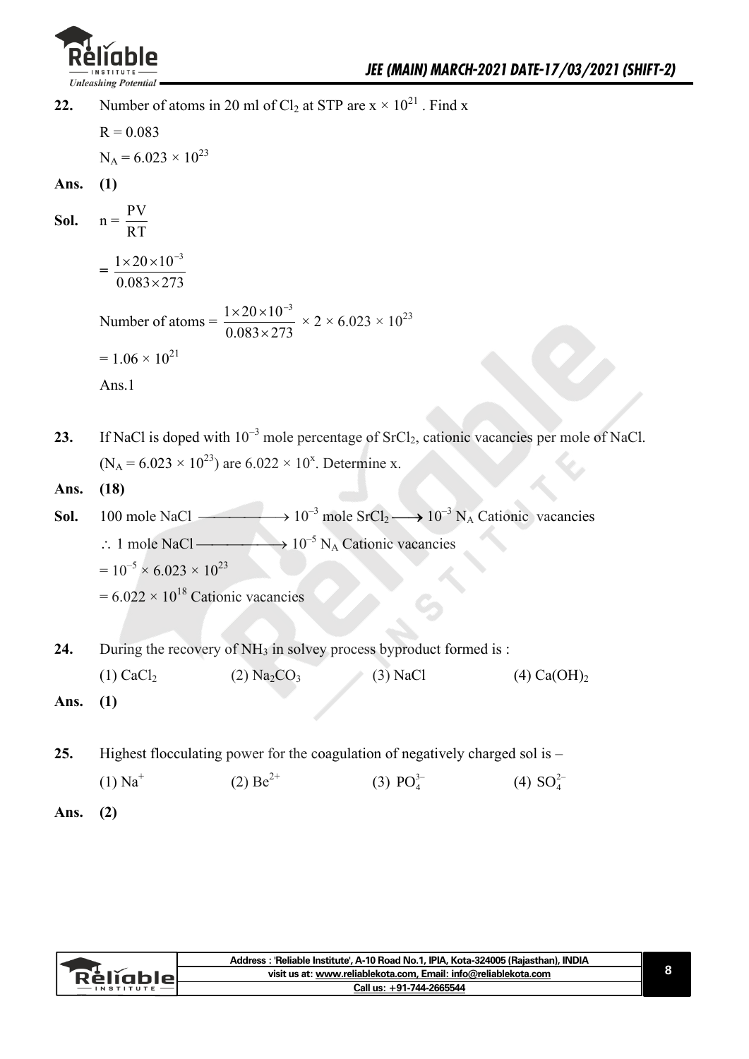**22.** Number of atoms in 20 ml of $Cl_2$ at STP are $x \times 10^{21}$ . Find x

$R = 0.083$

$N_A = 6.023 \times 10^{23}$

**Ans. (1)**

**Sol.** $n = \frac{PV}{RT}$

$= \frac{1 \times 20 \times 10^{-3}}{0.083 \times 273}$

Number of atoms $= \frac{1 \times 20 \times 10^{-3}}{0.083 \times 273} \times 2 \times 6.023 \times 10^{23}$

$= 1.06 \times 10^{21}$

Ans.1

**23.** If NaCl is doped with $10^{-3}$ mole percentage of $SrCl_2$, cationic vacancies per mole of NaCl. ($N_A = 6.023 \times 10^{23}$) are $6.022 \times 10^{x}$. Determine x.

**Ans. (18)**

**Sol.** 100 mole NaCl $\longrightarrow 10^{-3}$ mole $SrCl_2 \longrightarrow 10^{-3}\ N_A$ Cationic vacancies

$\therefore$ 1 mole NaCl $\longrightarrow 10^{-5}\ N_A$ Cationic vacancies

$= 10^{-5} \times 6.023 \times 10^{23}$

$= 6.022 \times 10^{18}$ Cationic vacancies

**24.** During the recovery of $NH_3$ in solvey process byproduct formed is :

(1) $CaCl_2$ (2) $Na_2CO_3$ (3) NaCl (4) $Ca(OH)_2$

**Ans. (1)**

**25.** Highest flocculating power for the coagulation of negatively charged sol is –

(1) $Na^+$ (2) $Be^{2+}$ (3) $PO_4^{3-}$ (4) $SO_4^{2-}$

**Ans. (2)**